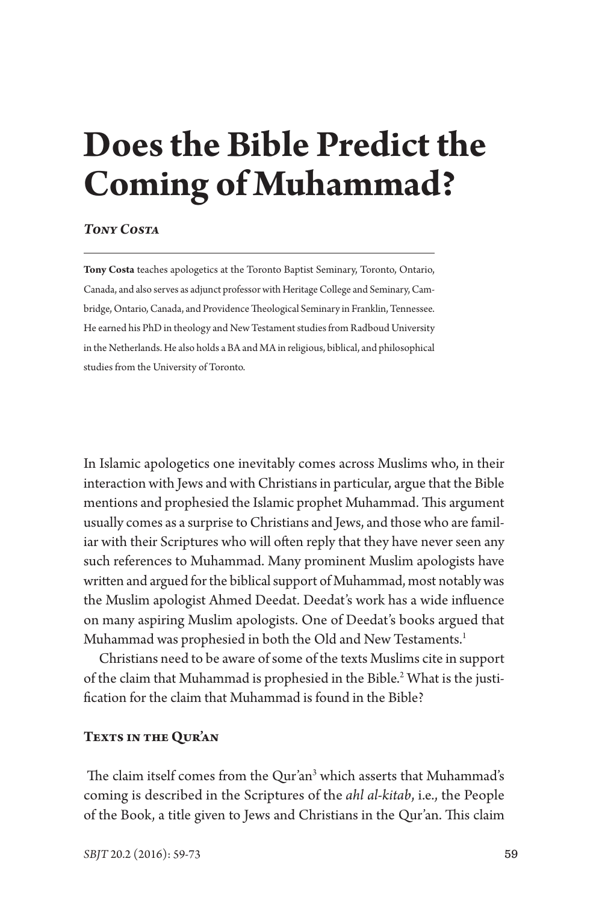# Does the Bible Predict the Coming of Muhammad?

***Tony Costa***

---

**Tony Costa** teaches apologetics at the Toronto Baptist Seminary, Toronto, Ontario, Canada, and also serves as adjunct professor with Heritage College and Seminary, Cambridge, Ontario, Canada, and Providence Theological Seminary in Franklin, Tennessee. He earned his PhD in theology and New Testament studies from Radboud University in the Netherlands. He also holds a BA and MA in religious, biblical, and philosophical studies from the University of Toronto.

In Islamic apologetics one inevitably comes across Muslims who, in their interaction with Jews and with Christians in particular, argue that the Bible mentions and prophesied the Islamic prophet Muhammad. This argument usually comes as a surprise to Christians and Jews, and those who are familiar with their Scriptures who will often reply that they have never seen any such references to Muhammad. Many prominent Muslim apologists have written and argued for the biblical support of Muhammad, most notably was the Muslim apologist Ahmed Deedat. Deedat's work has a wide influence on many aspiring Muslim apologists. One of Deedat's books argued that Muhammad was prophesied in both the Old and New Testaments.[1]

Christians need to be aware of some of the texts Muslims cite in support of the claim that Muhammad is prophesied in the Bible.[2] What is the justification for the claim that Muhammad is found in the Bible?

## Texts in the Qur'an

The claim itself comes from the Qur'an[3] which asserts that Muhammad's coming is described in the Scriptures of the *ahl al-kitab*, i.e., the People of the Book, a title given to Jews and Christians in the Qur'an. This claim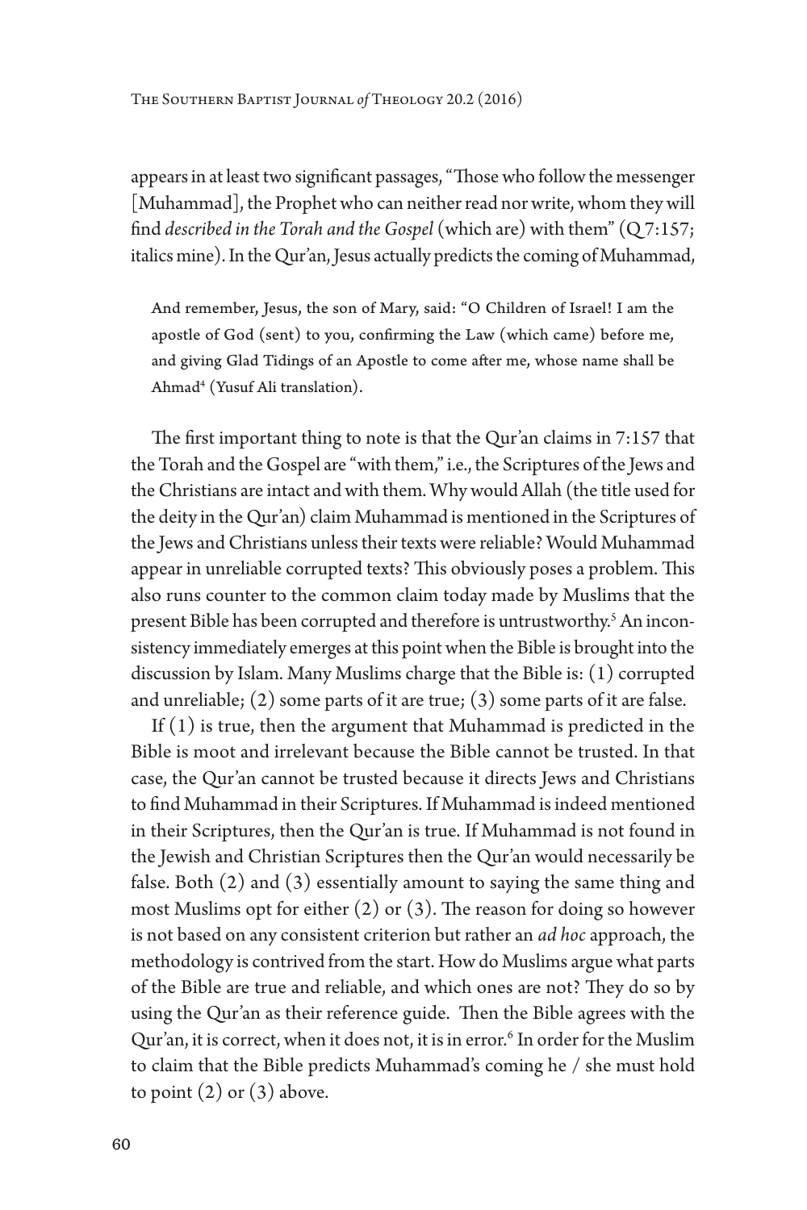appears in at least two significant passages, "Those who follow the messenger [Muhammad], the Prophet who can neither read nor write, whom they will find *described in the Torah and the Gospel* (which are) with them" (Q 7:157; italics mine). In the Qur'an, Jesus actually predicts the coming of Muhammad,

> And remember, Jesus, the son of Mary, said: "O Children of Israel! I am the apostle of God (sent) to you, confirming the Law (which came) before me, and giving Glad Tidings of an Apostle to come after me, whose name shall be Ahmad[4] (Yusuf Ali translation).

The first important thing to note is that the Qur'an claims in 7:157 that the Torah and the Gospel are "with them," i.e., the Scriptures of the Jews and the Christians are intact and with them. Why would Allah (the title used for the deity in the Qur'an) claim Muhammad is mentioned in the Scriptures of the Jews and Christians unless their texts were reliable? Would Muhammad appear in unreliable corrupted texts? This obviously poses a problem. This also runs counter to the common claim today made by Muslims that the present Bible has been corrupted and therefore is untrustworthy.[5] An inconsistency immediately emerges at this point when the Bible is brought into the discussion by Islam. Many Muslims charge that the Bible is: (1) corrupted and unreliable; (2) some parts of it are true; (3) some parts of it are false.

If (1) is true, then the argument that Muhammad is predicted in the Bible is moot and irrelevant because the Bible cannot be trusted. In that case, the Qur'an cannot be trusted because it directs Jews and Christians to find Muhammad in their Scriptures. If Muhammad is indeed mentioned in their Scriptures, then the Qur'an is true. If Muhammad is not found in the Jewish and Christian Scriptures then the Qur'an would necessarily be false. Both (2) and (3) essentially amount to saying the same thing and most Muslims opt for either (2) or (3). The reason for doing so however is not based on any consistent criterion but rather an *ad hoc* approach, the methodology is contrived from the start. How do Muslims argue what parts of the Bible are true and reliable, and which ones are not? They do so by using the Qur'an as their reference guide. Then the Bible agrees with the Qur'an, it is correct, when it does not, it is in error.[6] In order for the Muslim to claim that the Bible predicts Muhammad's coming he / she must hold to point (2) or (3) above.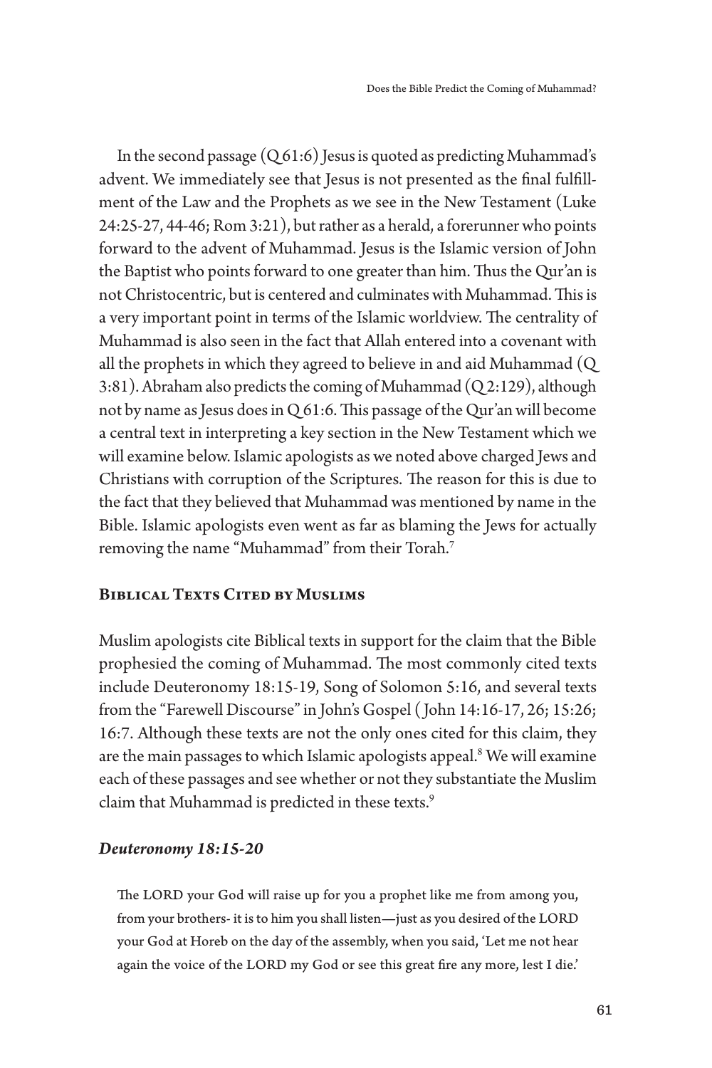In the second passage (Q 61:6) Jesus is quoted as predicting Muhammad's advent. We immediately see that Jesus is not presented as the final fulfillment of the Law and the Prophets as we see in the New Testament (Luke 24:25-27, 44-46; Rom 3:21), but rather as a herald, a forerunner who points forward to the advent of Muhammad. Jesus is the Islamic version of John the Baptist who points forward to one greater than him. Thus the Qur'an is not Christocentric, but is centered and culminates with Muhammad. This is a very important point in terms of the Islamic worldview. The centrality of Muhammad is also seen in the fact that Allah entered into a covenant with all the prophets in which they agreed to believe in and aid Muhammad (Q 3:81). Abraham also predicts the coming of Muhammad (Q 2:129), although not by name as Jesus does in Q 61:6. This passage of the Qur'an will become a central text in interpreting a key section in the New Testament which we will examine below. Islamic apologists as we noted above charged Jews and Christians with corruption of the Scriptures. The reason for this is due to the fact that they believed that Muhammad was mentioned by name in the Bible. Islamic apologists even went as far as blaming the Jews for actually removing the name "Muhammad" from their Torah.[7]

## Biblical Texts Cited by Muslims

Muslim apologists cite Biblical texts in support for the claim that the Bible prophesied the coming of Muhammad. The most commonly cited texts include Deuteronomy 18:15-19, Song of Solomon 5:16, and several texts from the "Farewell Discourse" in John's Gospel ( John 14:16-17, 26; 15:26; 16:7. Although these texts are not the only ones cited for this claim, they are the main passages to which Islamic apologists appeal.[8] We will examine each of these passages and see whether or not they substantiate the Muslim claim that Muhammad is predicted in these texts.[9]

### *Deuteronomy 18:15-20*

> The LORD your God will raise up for you a prophet like me from among you, from your brothers- it is to him you shall listen—just as you desired of the LORD your God at Horeb on the day of the assembly, when you said, 'Let me not hear again the voice of the LORD my God or see this great fire any more, lest I die.'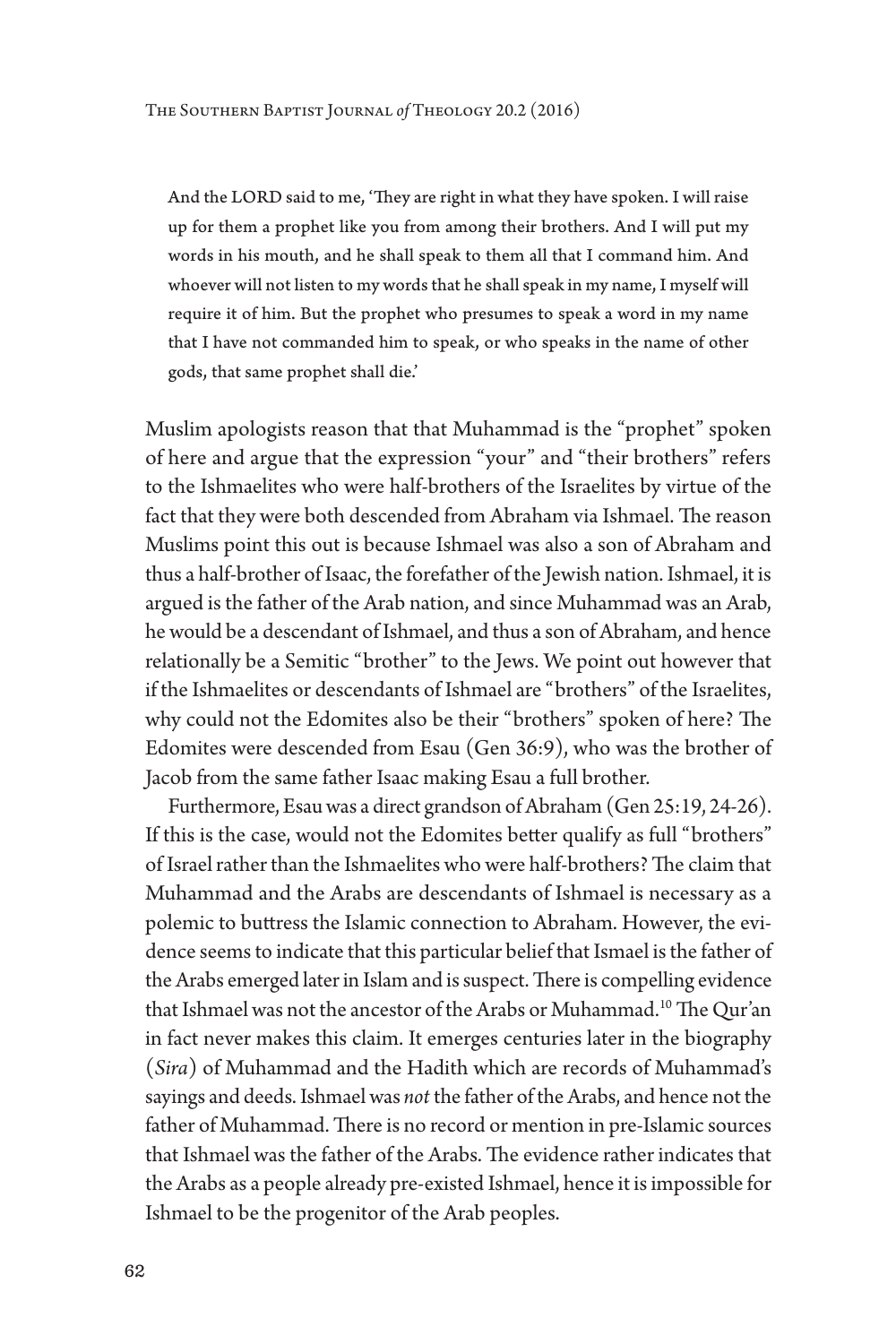> And the LORD said to me, 'They are right in what they have spoken. I will raise up for them a prophet like you from among their brothers. And I will put my words in his mouth, and he shall speak to them all that I command him. And whoever will not listen to my words that he shall speak in my name, I myself will require it of him. But the prophet who presumes to speak a word in my name that I have not commanded him to speak, or who speaks in the name of other gods, that same prophet shall die.'

Muslim apologists reason that that Muhammad is the "prophet" spoken of here and argue that the expression "your" and "their brothers" refers to the Ishmaelites who were half-brothers of the Israelites by virtue of the fact that they were both descended from Abraham via Ishmael. The reason Muslims point this out is because Ishmael was also a son of Abraham and thus a half-brother of Isaac, the forefather of the Jewish nation. Ishmael, it is argued is the father of the Arab nation, and since Muhammad was an Arab, he would be a descendant of Ishmael, and thus a son of Abraham, and hence relationally be a Semitic "brother" to the Jews. We point out however that if the Ishmaelites or descendants of Ishmael are "brothers" of the Israelites, why could not the Edomites also be their "brothers" spoken of here? The Edomites were descended from Esau (Gen 36:9), who was the brother of Jacob from the same father Isaac making Esau a full brother.

Furthermore, Esau was a direct grandson of Abraham (Gen 25:19, 24-26). If this is the case, would not the Edomites better qualify as full "brothers" of Israel rather than the Ishmaelites who were half-brothers? The claim that Muhammad and the Arabs are descendants of Ishmael is necessary as a polemic to buttress the Islamic connection to Abraham. However, the evidence seems to indicate that this particular belief that Ismael is the father of the Arabs emerged later in Islam and is suspect. There is compelling evidence that Ishmael was not the ancestor of the Arabs or Muhammad.[10] The Qur'an in fact never makes this claim. It emerges centuries later in the biography (*Sira*) of Muhammad and the Hadith which are records of Muhammad's sayings and deeds. Ishmael was *not* the father of the Arabs, and hence not the father of Muhammad. There is no record or mention in pre-Islamic sources that Ishmael was the father of the Arabs. The evidence rather indicates that the Arabs as a people already pre-existed Ishmael, hence it is impossible for Ishmael to be the progenitor of the Arab peoples.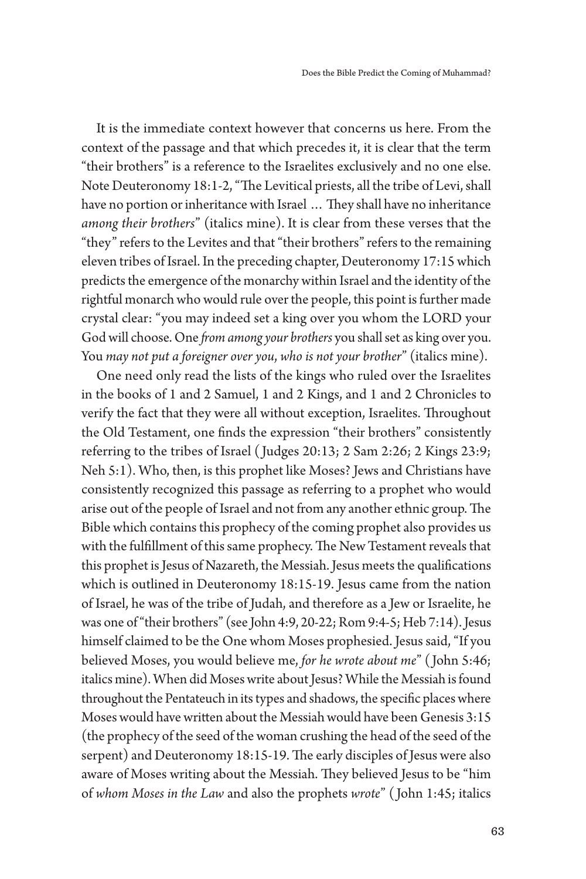It is the immediate context however that concerns us here. From the context of the passage and that which precedes it, it is clear that the term "their brothers" is a reference to the Israelites exclusively and no one else. Note Deuteronomy 18:1-2, "The Levitical priests, all the tribe of Levi, shall have no portion or inheritance with Israel … They shall have no inheritance *among their brothers*" (italics mine). It is clear from these verses that the "they" refers to the Levites and that "their brothers" refers to the remaining eleven tribes of Israel. In the preceding chapter, Deuteronomy 17:15 which predicts the emergence of the monarchy within Israel and the identity of the rightful monarch who would rule over the people, this point is further made crystal clear: "you may indeed set a king over you whom the LORD your God will choose. One *from among your brothers* you shall set as king over you. You *may not put a foreigner over you, who is not your brother*" (italics mine).

One need only read the lists of the kings who ruled over the Israelites in the books of 1 and 2 Samuel, 1 and 2 Kings, and 1 and 2 Chronicles to verify the fact that they were all without exception, Israelites. Throughout the Old Testament, one finds the expression "their brothers" consistently referring to the tribes of Israel (Judges 20:13; 2 Sam 2:26; 2 Kings 23:9; Neh 5:1). Who, then, is this prophet like Moses? Jews and Christians have consistently recognized this passage as referring to a prophet who would arise out of the people of Israel and not from any another ethnic group. The Bible which contains this prophecy of the coming prophet also provides us with the fulfillment of this same prophecy. The New Testament reveals that this prophet is Jesus of Nazareth, the Messiah. Jesus meets the qualifications which is outlined in Deuteronomy 18:15-19. Jesus came from the nation of Israel, he was of the tribe of Judah, and therefore as a Jew or Israelite, he was one of "their brothers" (see John 4:9, 20-22; Rom 9:4-5; Heb 7:14). Jesus himself claimed to be the One whom Moses prophesied. Jesus said, "If you believed Moses, you would believe me, *for he wrote about me*" (John 5:46; italics mine). When did Moses write about Jesus? While the Messiah is found throughout the Pentateuch in its types and shadows, the specific places where Moses would have written about the Messiah would have been Genesis 3:15 (the prophecy of the seed of the woman crushing the head of the seed of the serpent) and Deuteronomy 18:15-19. The early disciples of Jesus were also aware of Moses writing about the Messiah. They believed Jesus to be "him of *whom Moses in the Law* and also the prophets *wrote*" (John 1:45; italics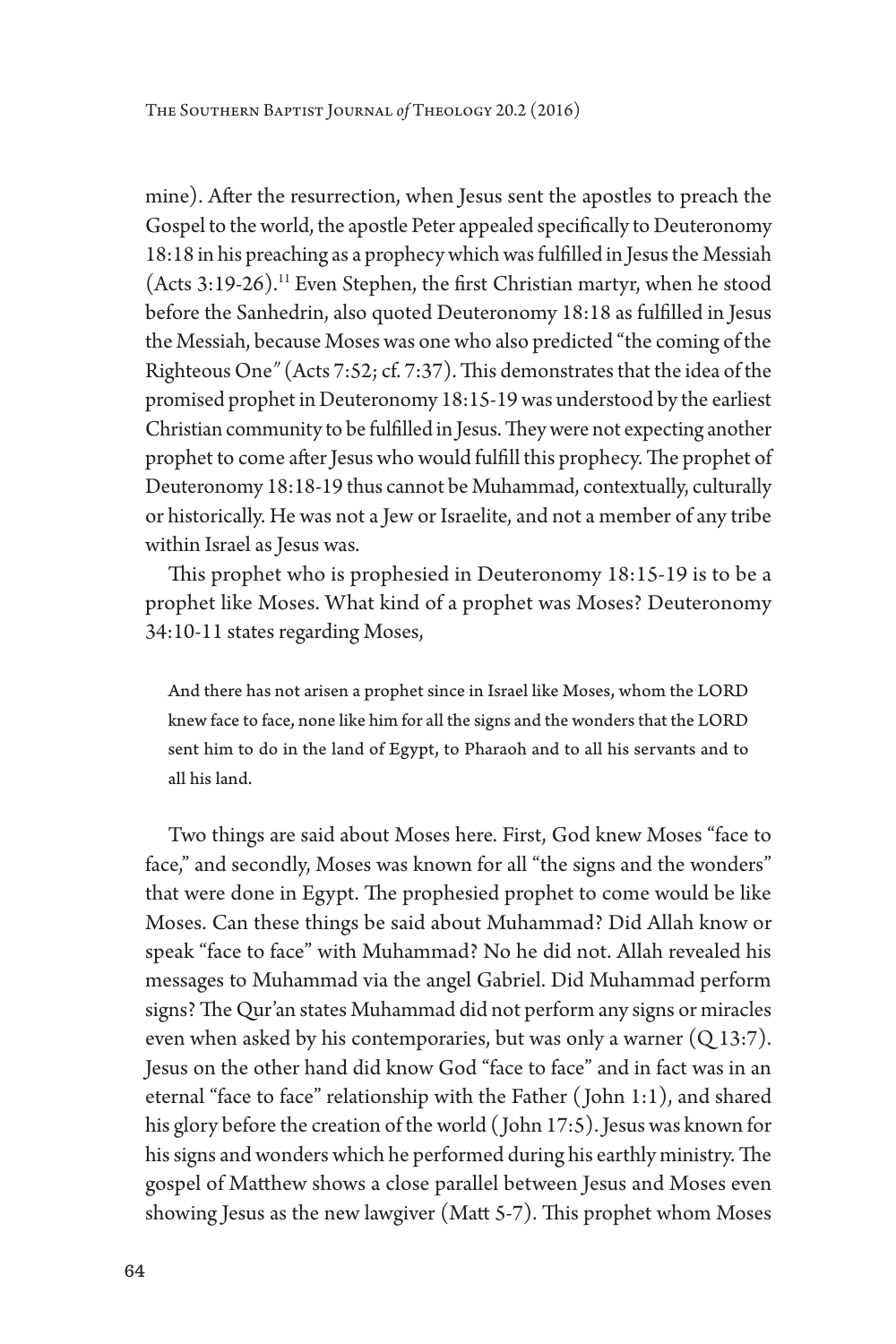mine). After the resurrection, when Jesus sent the apostles to preach the Gospel to the world, the apostle Peter appealed specifically to Deuteronomy 18:18 in his preaching as a prophecy which was fulfilled in Jesus the Messiah (Acts 3:19-26).[11] Even Stephen, the first Christian martyr, when he stood before the Sanhedrin, also quoted Deuteronomy 18:18 as fulfilled in Jesus the Messiah, because Moses was one who also predicted "the coming of the Righteous One" (Acts 7:52; cf. 7:37). This demonstrates that the idea of the promised prophet in Deuteronomy 18:15-19 was understood by the earliest Christian community to be fulfilled in Jesus. They were not expecting another prophet to come after Jesus who would fulfill this prophecy. The prophet of Deuteronomy 18:18-19 thus cannot be Muhammad, contextually, culturally or historically. He was not a Jew or Israelite, and not a member of any tribe within Israel as Jesus was.

This prophet who is prophesied in Deuteronomy 18:15-19 is to be a prophet like Moses. What kind of a prophet was Moses? Deuteronomy 34:10-11 states regarding Moses,

> And there has not arisen a prophet since in Israel like Moses, whom the LORD knew face to face, none like him for all the signs and the wonders that the LORD sent him to do in the land of Egypt, to Pharaoh and to all his servants and to all his land.

Two things are said about Moses here. First, God knew Moses "face to face," and secondly, Moses was known for all "the signs and the wonders" that were done in Egypt. The prophesied prophet to come would be like Moses. Can these things be said about Muhammad? Did Allah know or speak "face to face" with Muhammad? No he did not. Allah revealed his messages to Muhammad via the angel Gabriel. Did Muhammad perform signs? The Qur'an states Muhammad did not perform any signs or miracles even when asked by his contemporaries, but was only a warner (Q 13:7). Jesus on the other hand did know God "face to face" and in fact was in an eternal "face to face" relationship with the Father (John 1:1), and shared his glory before the creation of the world (John 17:5). Jesus was known for his signs and wonders which he performed during his earthly ministry. The gospel of Matthew shows a close parallel between Jesus and Moses even showing Jesus as the new lawgiver (Matt 5-7). This prophet whom Moses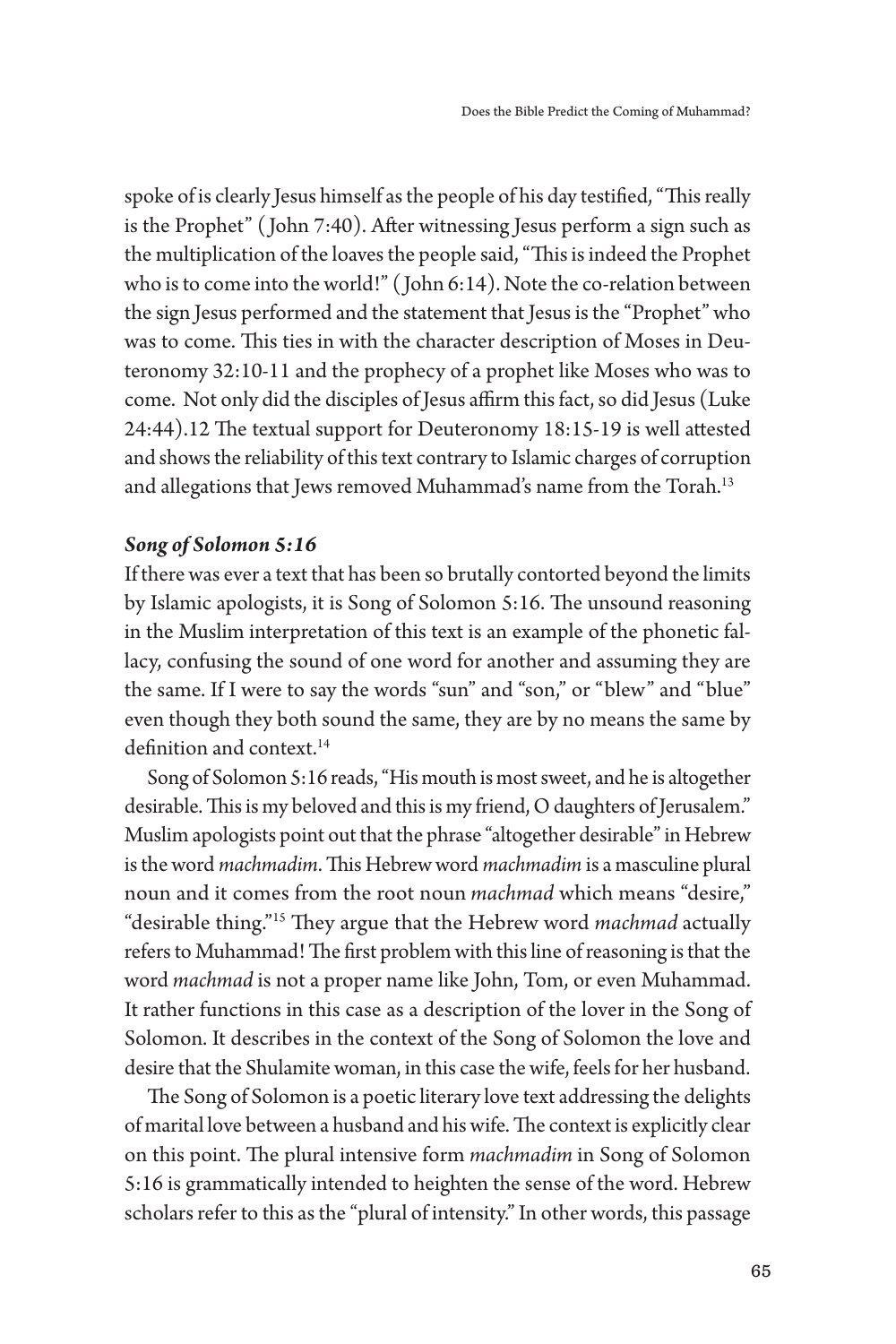spoke of is clearly Jesus himself as the people of his day testified, "This really is the Prophet" (John 7:40). After witnessing Jesus perform a sign such as the multiplication of the loaves the people said, "This is indeed the Prophet who is to come into the world!" (John 6:14). Note the co-relation between the sign Jesus performed and the statement that Jesus is the "Prophet" who was to come. This ties in with the character description of Moses in Deuteronomy 32:10-11 and the prophecy of a prophet like Moses who was to come. Not only did the disciples of Jesus affirm this fact, so did Jesus (Luke 24:44).12 The textual support for Deuteronomy 18:15-19 is well attested and shows the reliability of this text contrary to Islamic charges of corruption and allegations that Jews removed Muhammad's name from the Torah.[13]

### *Song of Solomon 5:16*

If there was ever a text that has been so brutally contorted beyond the limits by Islamic apologists, it is Song of Solomon 5:16. The unsound reasoning in the Muslim interpretation of this text is an example of the phonetic fallacy, confusing the sound of one word for another and assuming they are the same. If I were to say the words "sun" and "son," or "blew" and "blue" even though they both sound the same, they are by no means the same by definition and context.[14]

Song of Solomon 5:16 reads, "His mouth is most sweet, and he is altogether desirable. This is my beloved and this is my friend, O daughters of Jerusalem." Muslim apologists point out that the phrase "altogether desirable" in Hebrew is the word *machmadim*. This Hebrew word *machmadim* is a masculine plural noun and it comes from the root noun *machmad* which means "desire," "desirable thing."[15] They argue that the Hebrew word *machmad* actually refers to Muhammad! The first problem with this line of reasoning is that the word *machmad* is not a proper name like John, Tom, or even Muhammad. It rather functions in this case as a description of the lover in the Song of Solomon. It describes in the context of the Song of Solomon the love and desire that the Shulamite woman, in this case the wife, feels for her husband.

The Song of Solomon is a poetic literary love text addressing the delights of marital love between a husband and his wife. The context is explicitly clear on this point. The plural intensive form *machmadim* in Song of Solomon 5:16 is grammatically intended to heighten the sense of the word. Hebrew scholars refer to this as the "plural of intensity." In other words, this passage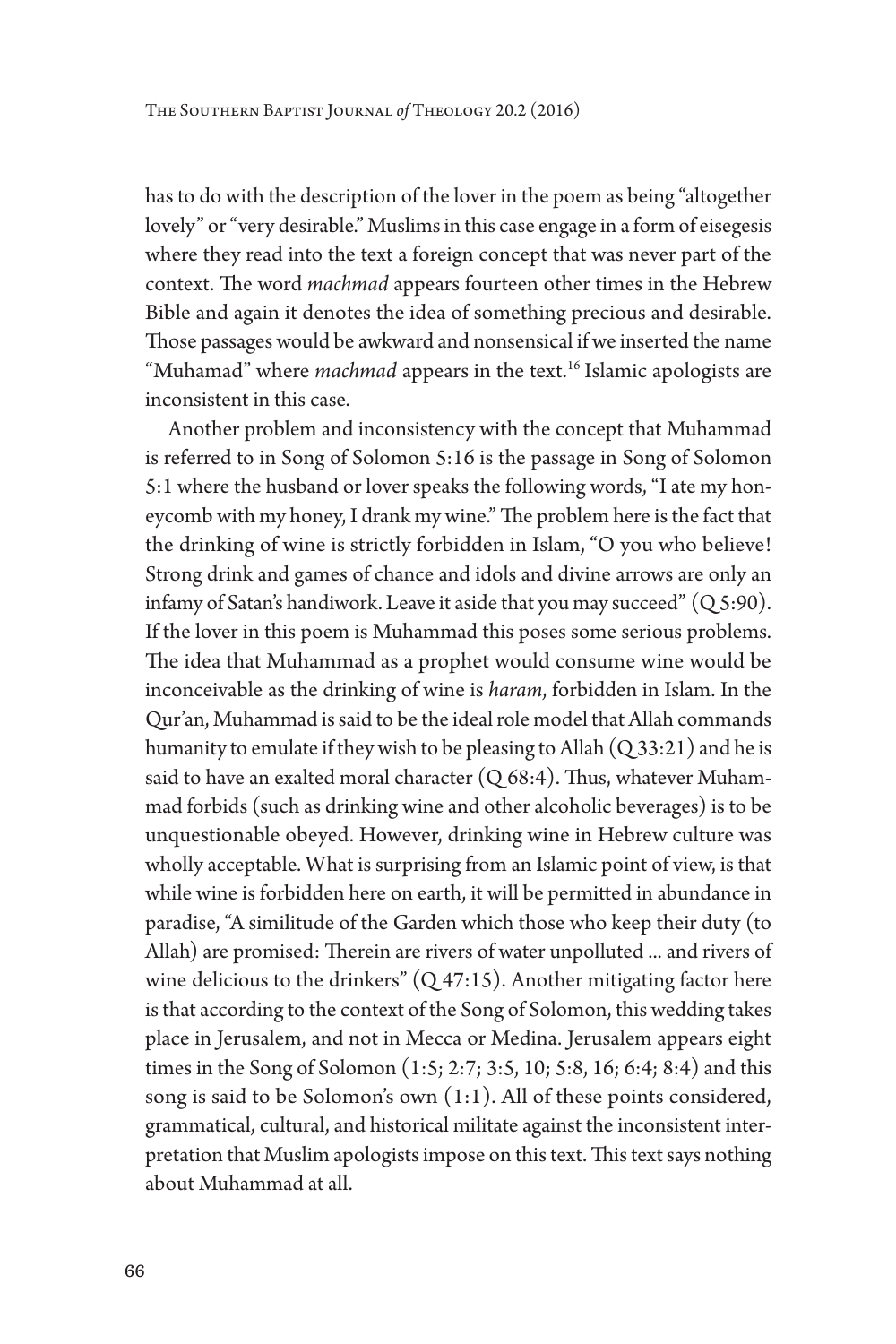has to do with the description of the lover in the poem as being "altogether lovely" or "very desirable." Muslims in this case engage in a form of eisegesis where they read into the text a foreign concept that was never part of the context. The word *machmad* appears fourteen other times in the Hebrew Bible and again it denotes the idea of something precious and desirable. Those passages would be awkward and nonsensical if we inserted the name "Muhamad" where *machmad* appears in the text.[16] Islamic apologists are inconsistent in this case.

Another problem and inconsistency with the concept that Muhammad is referred to in Song of Solomon 5:16 is the passage in Song of Solomon 5:1 where the husband or lover speaks the following words, "I ate my honeycomb with my honey, I drank my wine." The problem here is the fact that the drinking of wine is strictly forbidden in Islam, "O you who believe! Strong drink and games of chance and idols and divine arrows are only an infamy of Satan's handiwork. Leave it aside that you may succeed" (Q 5:90). If the lover in this poem is Muhammad this poses some serious problems. The idea that Muhammad as a prophet would consume wine would be inconceivable as the drinking of wine is *haram*, forbidden in Islam. In the Qur'an, Muhammad is said to be the ideal role model that Allah commands humanity to emulate if they wish to be pleasing to Allah (Q 33:21) and he is said to have an exalted moral character (Q 68:4). Thus, whatever Muhammad forbids (such as drinking wine and other alcoholic beverages) is to be unquestionable obeyed. However, drinking wine in Hebrew culture was wholly acceptable. What is surprising from an Islamic point of view, is that while wine is forbidden here on earth, it will be permitted in abundance in paradise, "A similitude of the Garden which those who keep their duty (to Allah) are promised: Therein are rivers of water unpolluted ... and rivers of wine delicious to the drinkers" (Q 47:15). Another mitigating factor here is that according to the context of the Song of Solomon, this wedding takes place in Jerusalem, and not in Mecca or Medina. Jerusalem appears eight times in the Song of Solomon (1:5; 2:7; 3:5, 10; 5:8, 16; 6:4; 8:4) and this song is said to be Solomon's own (1:1). All of these points considered, grammatical, cultural, and historical militate against the inconsistent interpretation that Muslim apologists impose on this text. This text says nothing about Muhammad at all.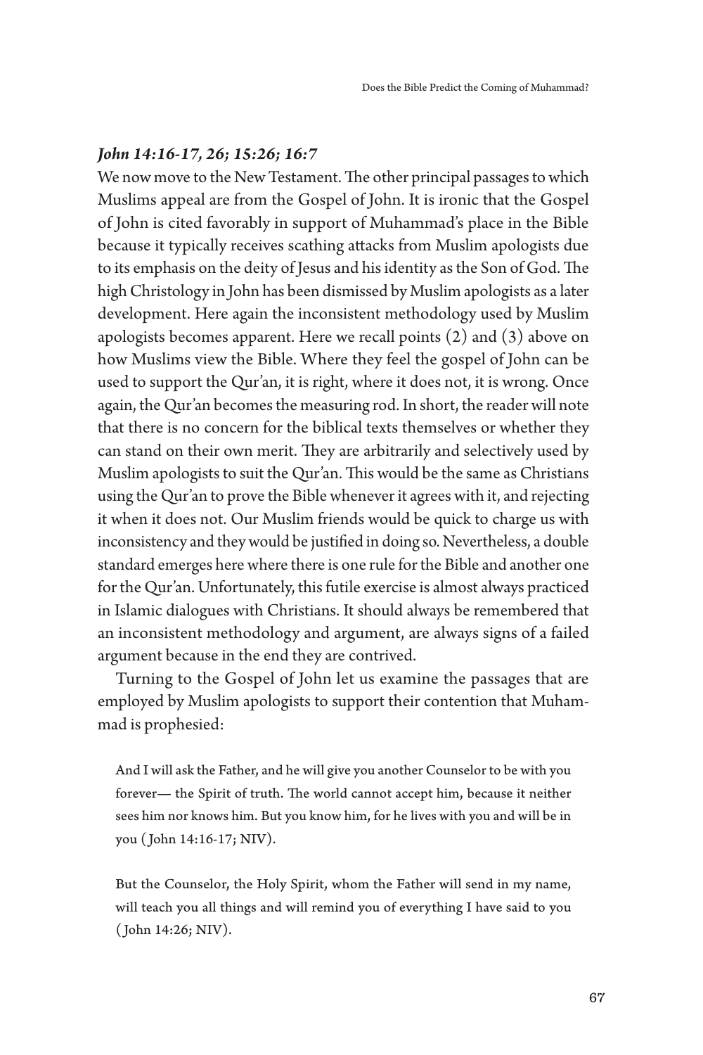### *John 14:16-17, 26; 15:26; 16:7*

We now move to the New Testament. The other principal passages to which Muslims appeal are from the Gospel of John. It is ironic that the Gospel of John is cited favorably in support of Muhammad's place in the Bible because it typically receives scathing attacks from Muslim apologists due to its emphasis on the deity of Jesus and his identity as the Son of God. The high Christology in John has been dismissed by Muslim apologists as a later development. Here again the inconsistent methodology used by Muslim apologists becomes apparent. Here we recall points (2) and (3) above on how Muslims view the Bible. Where they feel the gospel of John can be used to support the Qur'an, it is right, where it does not, it is wrong. Once again, the Qur'an becomes the measuring rod. In short, the reader will note that there is no concern for the biblical texts themselves or whether they can stand on their own merit. They are arbitrarily and selectively used by Muslim apologists to suit the Qur'an. This would be the same as Christians using the Qur'an to prove the Bible whenever it agrees with it, and rejecting it when it does not. Our Muslim friends would be quick to charge us with inconsistency and they would be justified in doing so. Nevertheless, a double standard emerges here where there is one rule for the Bible and another one for the Qur'an. Unfortunately, this futile exercise is almost always practiced in Islamic dialogues with Christians. It should always be remembered that an inconsistent methodology and argument, are always signs of a failed argument because in the end they are contrived.

Turning to the Gospel of John let us examine the passages that are employed by Muslim apologists to support their contention that Muhammad is prophesied:

> And I will ask the Father, and he will give you another Counselor to be with you forever— the Spirit of truth. The world cannot accept him, because it neither sees him nor knows him. But you know him, for he lives with you and will be in you (John 14:16-17; NIV).

> But the Counselor, the Holy Spirit, whom the Father will send in my name, will teach you all things and will remind you of everything I have said to you (John 14:26; NIV).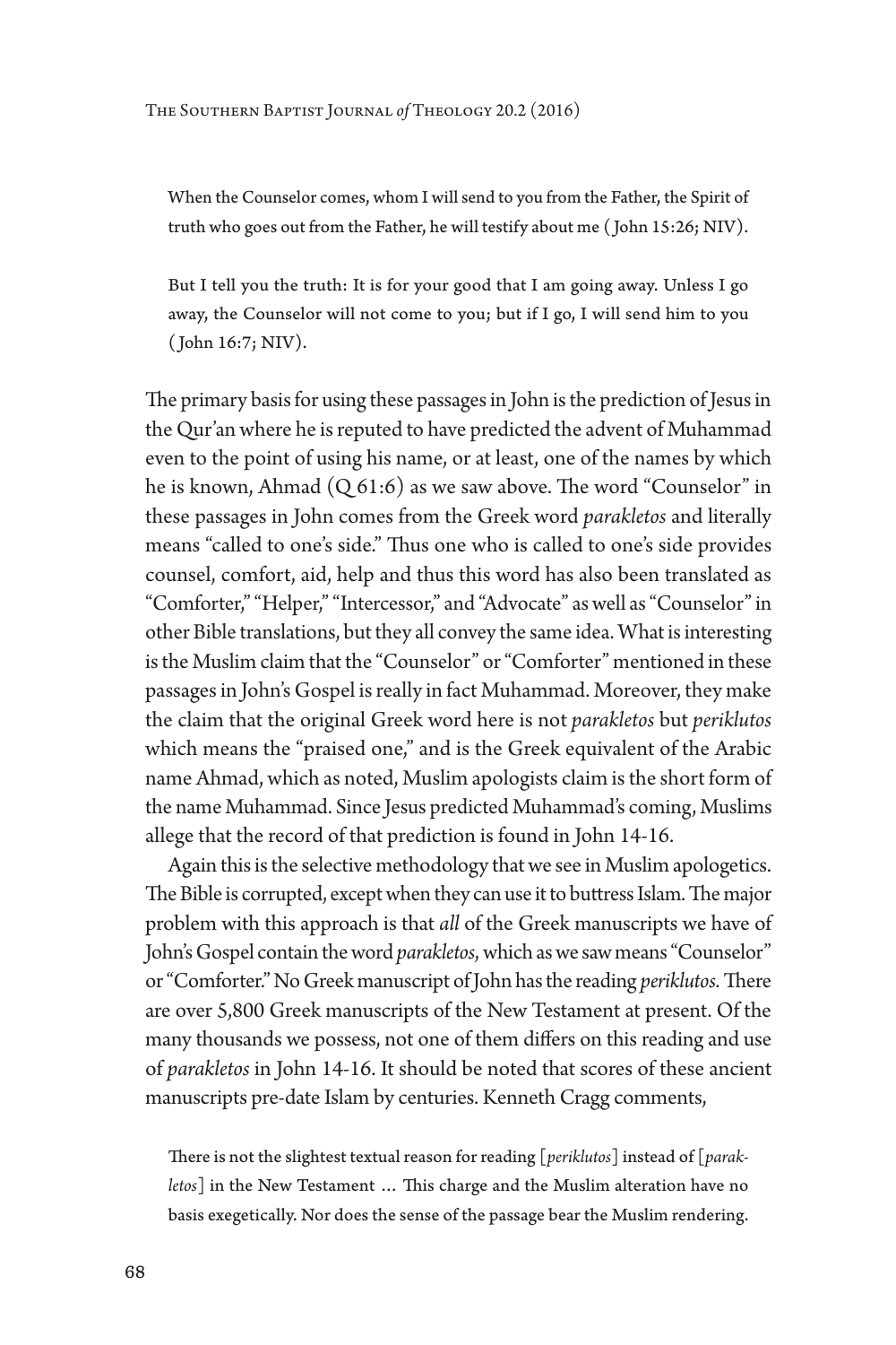> When the Counselor comes, whom I will send to you from the Father, the Spirit of truth who goes out from the Father, he will testify about me (John 15:26; NIV).

> But I tell you the truth: It is for your good that I am going away. Unless I go away, the Counselor will not come to you; but if I go, I will send him to you (John 16:7; NIV).

The primary basis for using these passages in John is the prediction of Jesus in the Qur'an where he is reputed to have predicted the advent of Muhammad even to the point of using his name, or at least, one of the names by which he is known, Ahmad (Q 61:6) as we saw above. The word "Counselor" in these passages in John comes from the Greek word *parakletos* and literally means "called to one's side." Thus one who is called to one's side provides counsel, comfort, aid, help and thus this word has also been translated as "Comforter," "Helper," "Intercessor," and "Advocate" as well as "Counselor" in other Bible translations, but they all convey the same idea. What is interesting is the Muslim claim that the "Counselor" or "Comforter" mentioned in these passages in John's Gospel is really in fact Muhammad. Moreover, they make the claim that the original Greek word here is not *parakletos* but *periklutos* which means the "praised one," and is the Greek equivalent of the Arabic name Ahmad, which as noted, Muslim apologists claim is the short form of the name Muhammad. Since Jesus predicted Muhammad's coming, Muslims allege that the record of that prediction is found in John 14-16.

Again this is the selective methodology that we see in Muslim apologetics. The Bible is corrupted, except when they can use it to buttress Islam. The major problem with this approach is that *all* of the Greek manuscripts we have of John's Gospel contain the word *parakletos*, which as we saw means "Counselor" or "Comforter." No Greek manuscript of John has the reading *periklutos*. There are over 5,800 Greek manuscripts of the New Testament at present. Of the many thousands we possess, not one of them differs on this reading and use of *parakletos* in John 14-16. It should be noted that scores of these ancient manuscripts pre-date Islam by centuries. Kenneth Cragg comments,

> There is not the slightest textual reason for reading [*periklutos*] instead of [*parakletos*] in the New Testament … This charge and the Muslim alteration have no basis exegetically. Nor does the sense of the passage bear the Muslim rendering.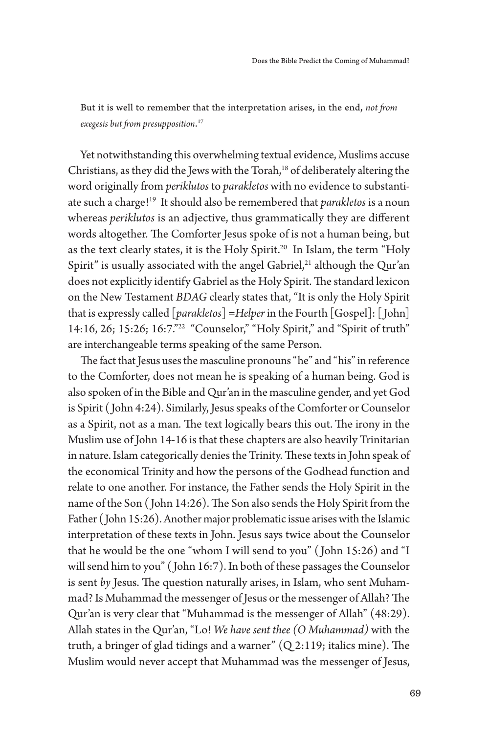But it is well to remember that the interpretation arises, in the end, *not from exegesis but from presupposition*.[17]

Yet notwithstanding this overwhelming textual evidence, Muslims accuse Christians, as they did the Jews with the Torah,[18] of deliberately altering the word originally from *periklutos* to *parakletos* with no evidence to substantiate such a charge![19] It should also be remembered that *parakletos* is a noun whereas *periklutos* is an adjective, thus grammatically they are different words altogether. The Comforter Jesus spoke of is not a human being, but as the text clearly states, it is the Holy Spirit.[20] In Islam, the term "Holy Spirit" is usually associated with the angel Gabriel,[21] although the Qur'an does not explicitly identify Gabriel as the Holy Spirit. The standard lexicon on the New Testament *BDAG* clearly states that, "It is only the Holy Spirit that is expressly called [*parakletos*] =*Helper* in the Fourth [Gospel]: [John] 14:16, 26; 15:26; 16:7."[22] "Counselor," "Holy Spirit," and "Spirit of truth" are interchangeable terms speaking of the same Person.

The fact that Jesus uses the masculine pronouns "he" and "his" in reference to the Comforter, does not mean he is speaking of a human being. God is also spoken of in the Bible and Qur'an in the masculine gender, and yet God is Spirit (John 4:24). Similarly, Jesus speaks of the Comforter or Counselor as a Spirit, not as a man. The text logically bears this out. The irony in the Muslim use of John 14-16 is that these chapters are also heavily Trinitarian in nature. Islam categorically denies the Trinity. These texts in John speak of the economical Trinity and how the persons of the Godhead function and relate to one another. For instance, the Father sends the Holy Spirit in the name of the Son (John 14:26). The Son also sends the Holy Spirit from the Father (John 15:26). Another major problematic issue arises with the Islamic interpretation of these texts in John. Jesus says twice about the Counselor that he would be the one "whom I will send to you" (John 15:26) and "I will send him to you" (John 16:7). In both of these passages the Counselor is sent *by* Jesus. The question naturally arises, in Islam, who sent Muhammad? Is Muhammad the messenger of Jesus or the messenger of Allah? The Qur'an is very clear that "Muhammad is the messenger of Allah" (48:29). Allah states in the Qur'an, "Lo! *We have sent thee (O Muhammad)* with the truth, a bringer of glad tidings and a warner" (Q 2:119; italics mine). The Muslim would never accept that Muhammad was the messenger of Jesus,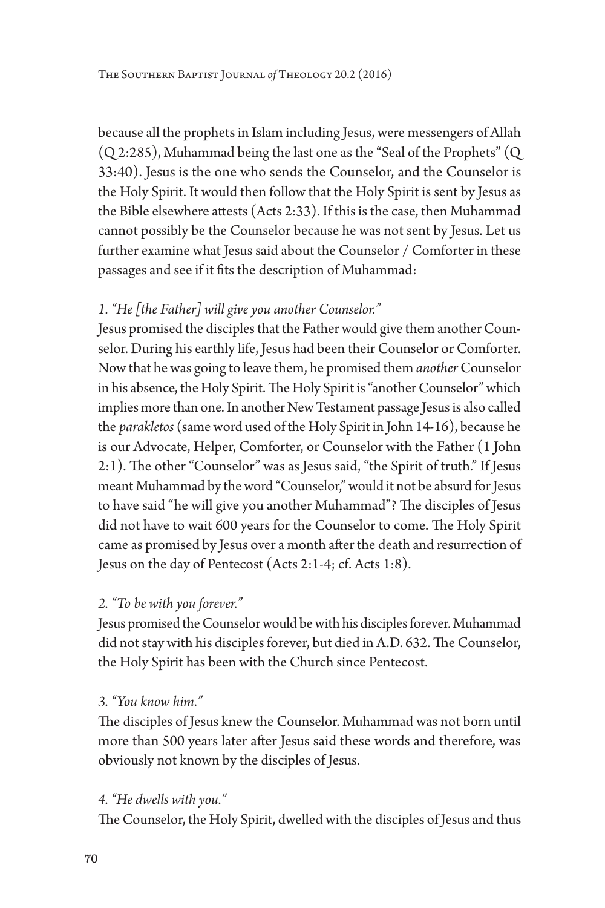because all the prophets in Islam including Jesus, were messengers of Allah (Q 2:285), Muhammad being the last one as the "Seal of the Prophets" (Q 33:40). Jesus is the one who sends the Counselor, and the Counselor is the Holy Spirit. It would then follow that the Holy Spirit is sent by Jesus as the Bible elsewhere attests (Acts 2:33). If this is the case, then Muhammad cannot possibly be the Counselor because he was not sent by Jesus. Let us further examine what Jesus said about the Counselor / Comforter in these passages and see if it fits the description of Muhammad:

*1. "He [the Father] will give you another Counselor."*

Jesus promised the disciples that the Father would give them another Counselor. During his earthly life, Jesus had been their Counselor or Comforter. Now that he was going to leave them, he promised them *another* Counselor in his absence, the Holy Spirit. The Holy Spirit is "another Counselor" which implies more than one. In another New Testament passage Jesus is also called the *parakletos* (same word used of the Holy Spirit in John 14-16), because he is our Advocate, Helper, Comforter, or Counselor with the Father (1 John 2:1). The other "Counselor" was as Jesus said, "the Spirit of truth." If Jesus meant Muhammad by the word "Counselor," would it not be absurd for Jesus to have said "he will give you another Muhammad"? The disciples of Jesus did not have to wait 600 years for the Counselor to come. The Holy Spirit came as promised by Jesus over a month after the death and resurrection of Jesus on the day of Pentecost (Acts 2:1-4; cf. Acts 1:8).

*2. "To be with you forever."*

Jesus promised the Counselor would be with his disciples forever. Muhammad did not stay with his disciples forever, but died in A.D. 632. The Counselor, the Holy Spirit has been with the Church since Pentecost.

*3. "You know him."*

The disciples of Jesus knew the Counselor. Muhammad was not born until more than 500 years later after Jesus said these words and therefore, was obviously not known by the disciples of Jesus.

*4. "He dwells with you."*

The Counselor, the Holy Spirit, dwelled with the disciples of Jesus and thus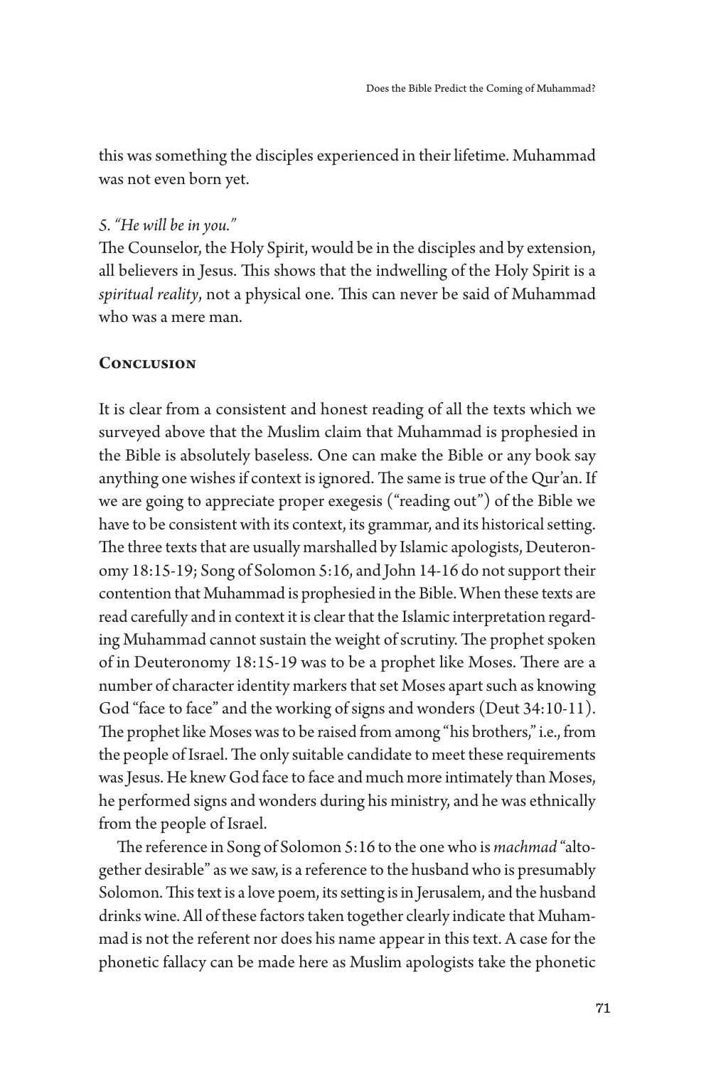this was something the disciples experienced in their lifetime. Muhammad was not even born yet.

*5. "He will be in you."*

The Counselor, the Holy Spirit, would be in the disciples and by extension, all believers in Jesus. This shows that the indwelling of the Holy Spirit is a *spiritual reality*, not a physical one. This can never said of Muhammad who was a mere man.

## Conclusion

It is clear from a consistent and honest reading of all the texts which we surveyed above that the Muslim claim that Muhammad is prophesied in the Bible is absolutely baseless. One can make the Bible or any book say anything one wishes if context is ignored. The same is true of the Qur'an. If we are going to appreciate proper exegesis ("reading out") of the Bible we have to be consistent with its context, its grammar, and its historical setting. The three texts that are usually marshalled by Islamic apologists, Deuteronomy 18:15-19; Song of Solomon 5:16, and John 14-16 do not support their contention that Muhammad is prophesied in the Bible. When these texts are read carefully and in context it is clear that the Islamic interpretation regarding Muhammad cannot sustain the weight of scrutiny. The prophet spoken of in Deuteronomy 18:15-19 was to be a prophet like Moses. There are a number of character identity markers that set Moses apart such as knowing God "face to face" and the working of signs and wonders (Deut 34:10-11). The prophet like Moses was to be raised from among "his brothers," i.e., from the people of Israel. The only suitable candidate to meet these requirements was Jesus. He knew God face to face and much more intimately than Moses, he performed signs and wonders during his ministry, and he was ethnically from the people of Israel.

The reference in Song of Solomon 5:16 to the one who is *machmad* "altogether desirable" as we saw, is a reference to the husband who is presumably Solomon. This text is a love poem, its setting is in Jerusalem, and the husband drinks wine. All of these factors taken together clearly indicate that Muhammad is not the referent nor does his name appear in this text. A case for the phonetic fallacy can be made here as Muslim apologists take the phonetic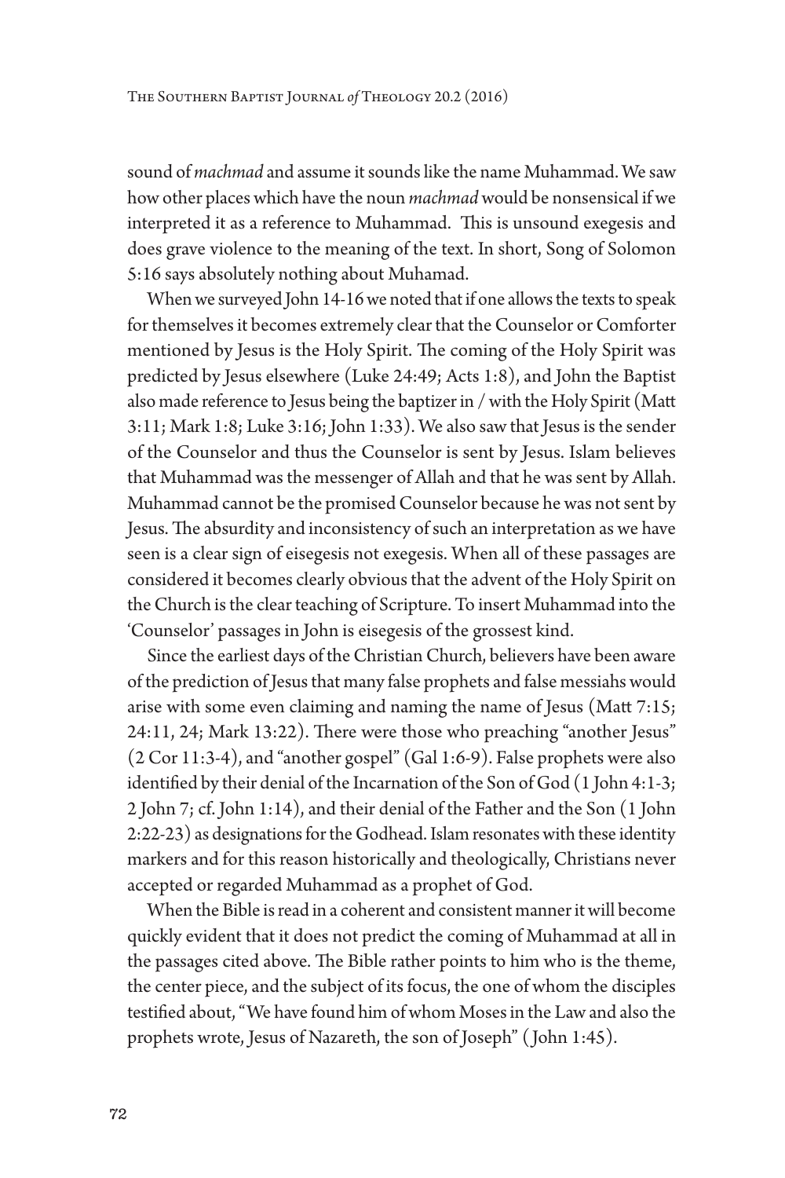sound of *machmad* and assume it sounds like the name Muhammad. We saw how other places which have the noun *machmad* would be nonsensical if we interpreted it as a reference to Muhammad. This is unsound exegesis and does grave violence to the meaning of the text. In short, Song of Solomon 5:16 says absolutely nothing about Muhamad.

When we surveyed John 14-16 we noted that if one allows the texts to speak for themselves it becomes extremely clear that the Counselor or Comforter mentioned by Jesus is the Holy Spirit. The coming of the Holy Spirit was predicted by Jesus elsewhere (Luke 24:49; Acts 1:8), and John the Baptist also made reference to Jesus being the baptizer in / with the Holy Spirit (Matt 3:11; Mark 1:8; Luke 3:16; John 1:33). We also saw that Jesus is the sender of the Counselor and thus the Counselor is sent by Jesus. Islam believes that Muhammad was the messenger of Allah and that he was sent by Allah. Muhammad cannot be the promised Counselor because he was not sent by Jesus. The absurdity and inconsistency of such an interpretation as we have seen is a clear sign of eisegesis not exegesis. When all of these passages are considered it becomes clearly obvious that the advent of the Holy Spirit on the Church is the clear teaching of Scripture. To insert Muhammad into the 'Counselor' passages in John is eisegesis of the grossest kind.

Since the earliest days of the Christian Church, believers have been aware of the prediction of Jesus that many false prophets and false messiahs would arise with some even claiming and naming the name of Jesus (Matt 7:15; 24:11, 24; Mark 13:22). There were those who preaching "another Jesus" (2 Cor 11:3-4), and "another gospel" (Gal 1:6-9). False prophets were also identified by their denial of the Incarnation of the Son of God (1 John 4:1-3; 2 John 7; cf. John 1:14), and their denial of the Father and the Son (1 John 2:22-23) as designations for the Godhead. Islam resonates with these identity markers and for this reason historically and theologically, Christians never accepted or regarded Muhammad as a prophet of God.

When the Bible is read in a coherent and consistent manner it will become quickly evident that it does not predict the coming of Muhammad at all in the passages cited above. The Bible rather points to him who is the theme, the center piece, and the subject of its focus, the one of whom the disciples testified about, "We have found him of whom Moses in the Law and also the prophets wrote, Jesus of Nazareth, the son of Joseph" (John 1:45).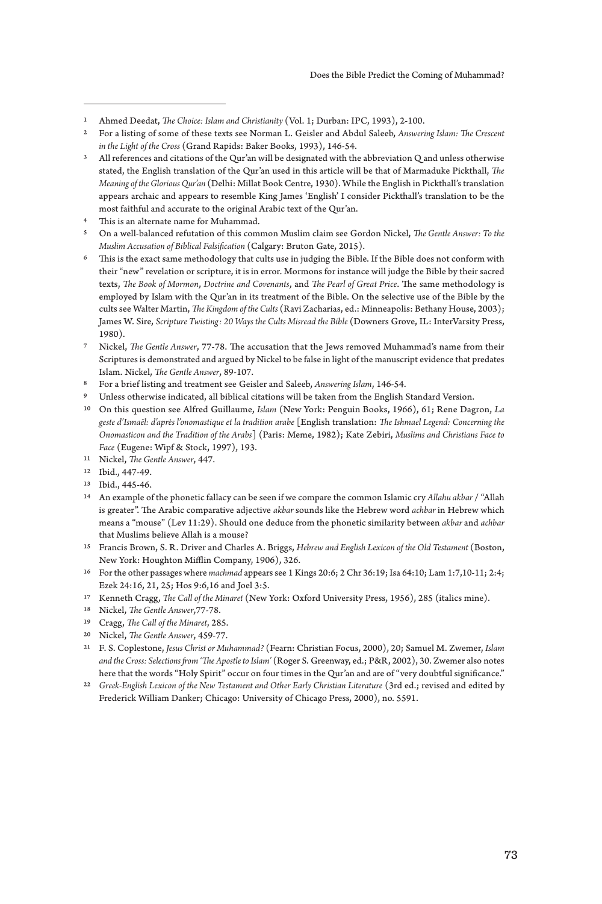1 Ahmed Deedat, *The Choice: Islam and Christianity* (Vol. 1; Durban: IPC, 1993), 2-100.

2 For a listing of some of these texts see Norman L. Geisler and Abdul Saleeb, *Answering Islam: The Crescent in the Light of the Cross* (Grand Rapids: Baker Books, 1993), 146-54.

3 All references and citations of the Qur'an will be designated with the abbreviation Q and unless otherwise stated, the English translation of the Qur'an used in this article will be that of Marmaduke Pickthall, *The Meaning of the Glorious Qur'an* (Delhi: Millat Book Centre, 1930). While the English in Pickthall's translation appears archaic and appears to resemble King James 'English' I consider Pickthall's translation to be the most faithful and accurate to the original Arabic text of the Qur'an.

4 This is an alternate name for Muhammad.

5 On a well-balanced refutation of this common Muslim claim see Gordon Nickel, *The Gentle Answer: To the Muslim Accusation of Biblical Falsification* (Calgary: Bruton Gate, 2015).

6 This is the exact same methodology that cults use in judging the Bible. If the Bible does not conform with their "new" revelation or scripture, it is in error. Mormons for instance will judge the Bible by their sacred texts, *The Book of Mormon*, *Doctrine and Covenants*, and *The Pearl of Great Price*. The same methodology is employed by Islam with the Qur'an in its treatment of the Bible. On the selective use of the Bible by the cults see Walter Martin, *The Kingdom of the Cults* (Ravi Zacharias, ed.: Minneapolis: Bethany House, 2003); James W. Sire, *Scripture Twisting: 20 Ways the Cults Misread the Bible* (Downers Grove, IL: InterVarsity Press, 1980).

7 Nickel, *The Gentle Answer*, 77-78. The accusation that the Jews removed Muhammad's name from their Scriptures is demonstrated and argued by Nickel to be false in light of the manuscript evidence that predates Islam. Nickel, *The Gentle Answer*, 89-107.

8 For a brief listing and treatment see Geisler and Saleeb, *Answering Islam*, 146-54.

9 Unless otherwise indicated, all biblical citations will be taken from the English Standard Version.

10 On this question see Alfred Guillaume, *Islam* (New York: Penguin Books, 1966), 61; Rene Dagron, *La geste d'Ismaël: d'après l'onomastique et la tradition arabe* [English translation: *The Ishmael Legend: Concerning the Onomasticon and the Tradition of the Arabs*] (Paris: Meme, 1982); Kate Zebiri, *Muslims and Christians Face to Face* (Eugene: Wipf & Stock, 1997), 193.

11 Nickel, *The Gentle Answer*, 447.

12 Ibid., 447-49.

13 Ibid., 445-46.

14 An example of the phonetic fallacy can be seen if we compare the common Islamic cry *Allahu akbar* / "Allah is greater". The Arabic comparative adjective *akbar* sounds like the Hebrew word *achbar* in Hebrew which means a "mouse" (Lev 11:29). Should one deduce from the phonetic similarity between *akbar* and *achbar* that Muslims believe Allah is a mouse?

15 Francis Brown, S. R. Driver and Charles A. Briggs, *Hebrew and English Lexicon of the Old Testament* (Boston, New York: Houghton Mifflin Company, 1906), 326.

16 For the other passages where *machmad* appears see 1 Kings 20:6; 2 Chr 36:19; Isa 64:10; Lam 1:7,10-11; 2:4; Ezek 24:16, 21, 25; Hos 9:6,16 and Joel 3:5.

17 Kenneth Cragg, *The Call of the Minaret* (New York: Oxford University Press, 1956), 285 (italics mine).

18 Nickel, *The Gentle Answer*,77-78.

19 Cragg, *The Call of the Minaret*, 285.

20 Nickel, *The Gentle Answer*, 459-77.

21 F. S. Coplestone, *Jesus Christ or Muhammad?* (Fearn: Christian Focus, 2000), 20; Samuel M. Zwemer, *Islam and the Cross: Selections from 'The Apostle to Islam'* (Roger S. Greenway, ed.; P&R, 2002), 30. Zwemer also notes here that the words "Holy Spirit" occur on four times in the Qur'an and are of "very doubtful significance."

22 *Greek-English Lexicon of the New Testament and Other Early Christian Literature* (3rd ed.; revised and edited by Frederick William Danker; Chicago: University of Chicago Press, 2000), no. 5591.